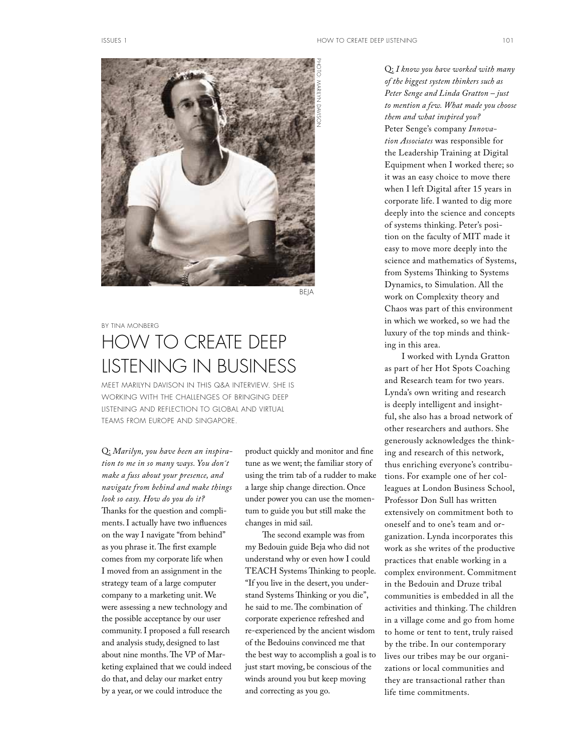PHOTO: MARILYN DAVISON

BEJA

BY TINA MONBERG

# HOW TO CREATE DEEP LISTENING IN BUSINESS

MEET MARILYN DAVISON IN THIS Q&A INTERVIEW. SHE IS WORKING WITH THE CHALLENGES OF BRINGING DEEP LISTENING AND REFLECTION TO GLOBAL AND VIRTUAL TEAMS FROM EUROPE AND SINGAPORE.

Q: *Marilyn, you have been an inspiration to me in so many ways. You don´t make a fuss about your presence, and navigate from behind and make things look so easy. How do you do it?*
Thanks for the question and compliments. I actually have two influences on the way I navigate "from behind" as you phrase it. The first example comes from my corporate life when I moved from an assignment in the strategy team of a large computer company to a marketing unit. We were assessing a new technology and the possible acceptance by our user community. I proposed a full research and analysis study, designed to last about nine months. The VP of Marketing explained that we could indeed do that, and delay our market entry by a year, or we could introduce the product quickly and monitor and fine tune as we went; the familiar story of using the trim tab of a rudder to make a large ship change direction. Once under power you can use the momentum to guide you but still make the changes in mid sail.

The second example was from my Bedouin guide Beja who did not understand why or even how I could TEACH Systems Thinking to people. "If you live in the desert, you understand Systems Thinking or you die", he said to me. The combination of corporate experience refreshed and re-experienced by the ancient wisdom of the Bedouins convinced me that the best way to accomplish a goal is to just start moving, be conscious of the winds around you but keep moving and correcting as you go.

Q: *I know you have worked with many of the biggest system thinkers such as Peter Senge and Linda Gratton – just to mention a few. What made you choose them and what inspired you?*
Peter Senge's company *Innovation Associates* was responsible for the Leadership Training at Digital Equipment when I worked there; so it was an easy choice to move there when I left Digital after 15 years in corporate life. I wanted to dig more deeply into the science and concepts of systems thinking. Peter's position on the faculty of MIT made it easy to move more deeply into the science and mathematics of Systems, from Systems Thinking to Systems Dynamics, to Simulation. All the work on Complexity theory and Chaos was part of this environment in which we worked, so we had the luxury of the top minds and thinking in this area.

I worked with Lynda Gratton as part of her Hot Spots Coaching and Research team for two years. Lynda's own writing and research is deeply intelligent and insightful, she also has a broad network of other researchers and authors. She generously acknowledges the thinking and research of this network, thus enriching everyone's contributions. For example one of her colleagues at London Business School, Professor Don Sull has written extensively on commitment both to oneself and to one's team and organization. Lynda incorporates this work as she writes of the productive practices that enable working in a complex environment. Commitment in the Bedouin and Druze tribal communities is embedded in all the activities and thinking. The children in a village come and go from home to home or tent to tent, truly raised by the tribe. In our contemporary lives our tribes may be our organizations or local communities and they are transactional rather than life time commitments.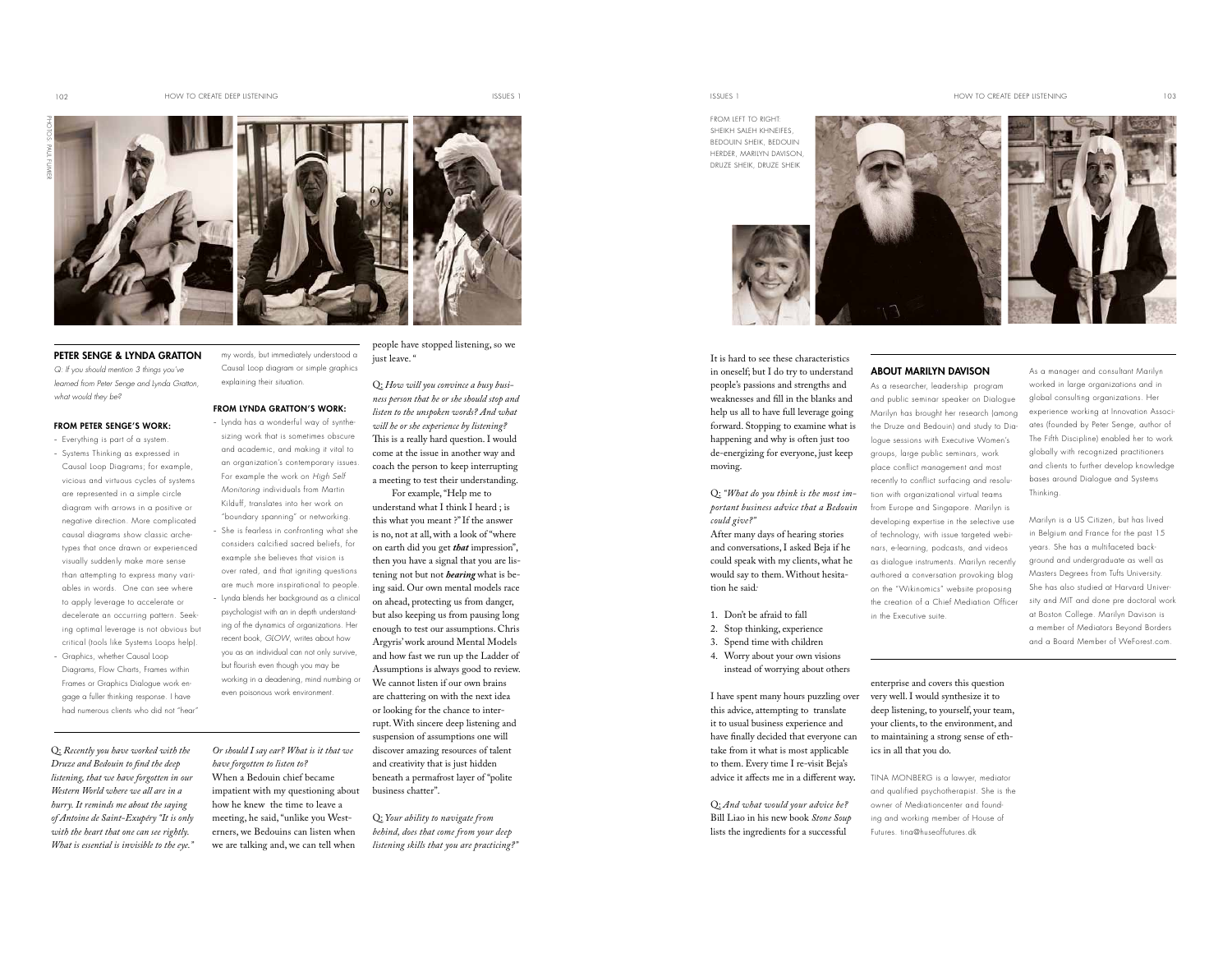PHOTOS: PAUL FUMER

### PETER SENGE & LYNDA GRATTON

*Q: If you should mention 3 things you've learned from Peter Senge and Lynda Gratton, what would they be?*

#### FROM PETER SENGE'S WORK:

- Everything is part of a system.
- Systems Thinking as expressed in Causal Loop Diagrams; for example, vicious and virtuous cycles of systems are represented in a simple circle diagram with arrows in a positive or negative direction. More complicated causal diagrams show classic archetypes that once drawn or experienced visually suddenly make more sense than attempting to express many variables in words. One can see where to apply leverage to accelerate or decelerate an occurring pattern. Seeking optimal leverage is not obvious but critical (tools like Systems Loops help).
- Graphics, whether Causal Loop Diagrams, Flow Charts, Frames within Frames or Graphics Dialogue work engage a fuller thinking response. I have had numerous clients who did not "hear" my words, but immediately understood a Causal Loop diagram or simple graphics explaining their situation.

#### FROM LYNDA GRATTON'S WORK:

- Lynda has a wonderful way of synthesizing work that is sometimes obscure and academic, and making it vital to an organization's contemporary issues. For example the work on *High Self Monitoring* individuals from Martin Kilduff, translates into her work on "boundary spanning" or networking.
- She is fearless in confronting what she considers calcified sacred beliefs, for example she believes that vision is over rated, and that igniting questions are much more inspirational to people.
- Lynda blends her background as a clinical psychologist with an in depth understanding of the dynamics of organizations. Her recent book, *GLOW*, writes about how you as an individual can not only survive, but flourish even though you may be working in a deadening, mind numbing or even poisonous work environment.

*Q: Recently you have worked with the Druze and Bedouin to find the deep listening, that we have forgotten in our Western World where we all are in a hurry. It reminds me about the saying of Antoine de Saint-Exupéry "It is only with the heart that one can see rightly. What is essential is invisible to the eye." Or should I say ear? What is it that we have forgotten to listen to?*

When a Bedouin chief became impatient with my questioning about how he knew the time to leave a meeting, he said, "unlike you Westerners, we Bedouins can listen when we are talking and, we can tell when people have stopped listening, so we just leave. "

*Q: How will you convince a busy business person that he or she should stop and listen to the unspoken words? And what will he or she experience by listening?*

This is a really hard question. I would come at the issue in another way and coach the person to keep interrupting a meeting to test their understanding.

For example, "Help me to understand what I think I heard ; is this what you meant ?" If the answer is no, not at all, with a look of "where on earth did you get ***that*** impression", then you have a signal that you are listening not but not ***hearing*** what is being said. Our own mental models race on ahead, protecting us from danger, but also keeping us from pausing long enough to test our assumptions. Chris Argyris' work around Mental Models and how fast we run up the Ladder of Assumptions is always good to review. We cannot listen if our own brains are chattering on with the next idea or looking for the chance to interrupt. With sincere deep listening and suspension of assumptions one will discover amazing resources of talent and creativity that is just hidden beneath a permafrost layer of "polite business chatter".

*Q: Your ability to navigate from behind, does that come from your deep listening skills that you are practicing?"*

It is hard to see these characteristics in oneself; but I do try to understand people's passions and strengths and weaknesses and fill in the blanks and help us all to have full leverage going forward. Stopping to examine what is happening and why is often just too de-energizing for everyone, just keep moving.

*Q: "What do you think is the most important business advice that a Bedouin could give?"*

After many days of hearing stories and conversations, I asked Beja if he could speak with my clients, what he would say to them. Without hesitation he said:

1. Don't be afraid to fall
2. Stop thinking, experience
3. Spend time with children
4. Worry about your own visions instead of worrying about others

I have spent many hours puzzling over this advice, attempting to translate it to usual business experience and have finally decided that everyone can take from it what is most applicable to them. Every time I re-visit Beja's advice it affects me in a different way.

*Q: And what would your advice be?*

Bill Liao in his new book *Stone Soup* lists the ingredients for a successful enterprise and covers this question very well. I would synthesize it to deep listening, to yourself, your team, your clients, to the environment, and to maintaining a strong sense of ethics in all that you do.

TINA MONBERG is a lawyer, mediator and qualified psychotherapist. She is the owner of Mediationcenter and founding and working member of House of Futures. tina@huseoffutures.dk

FROM LEFT TO RIGHT: SHEIKH SALEH KHNEIFES, BEDOUIN SHEIK, BEDOUIN HERDER, MARILYN DAVISON, DRUZE SHEIK, DRUZE SHEIK

### ABOUT MARILYN DAVISON

As a researcher, leadership program and public seminar speaker on Dialogue Marilyn has brought her research (among the Druze and Bedouin) and study to Dialogue sessions with Executive Women's groups, large public seminars, work place conflict management and most recently to conflict surfacing and resolution with organizational virtual teams from Europe and Singapore. Marilyn is developing expertise in the selective use of technology, with issue targeted webinars, e-learning, podcasts, and videos as dialogue instruments. Marilyn recently authored a conversation provoking blog on the "Wikinomics" website proposing the creation of a Chief Mediation Officer in the Executive suite.

As a manager and consultant Marilyn worked in large organizations and in global consulting organizations. Her experience working at Innovation Associates (founded by Peter Senge, author of The Fifth Discipline) enabled her to work globally with recognized practitioners and clients to further develop knowledge bases around Dialogue and Systems Thinking.

Marilyn is a US Citizen, but has lived in Belgium and France for the past 15 years. She has a multifaceted background and undergraduate as well as Masters Degrees from Tufts University. She has also studied at Harvard University and MIT and done pre doctoral work at Boston College. Marilyn Davison is a member of Mediators Beyond Borders and a Board Member of WeForest.com.